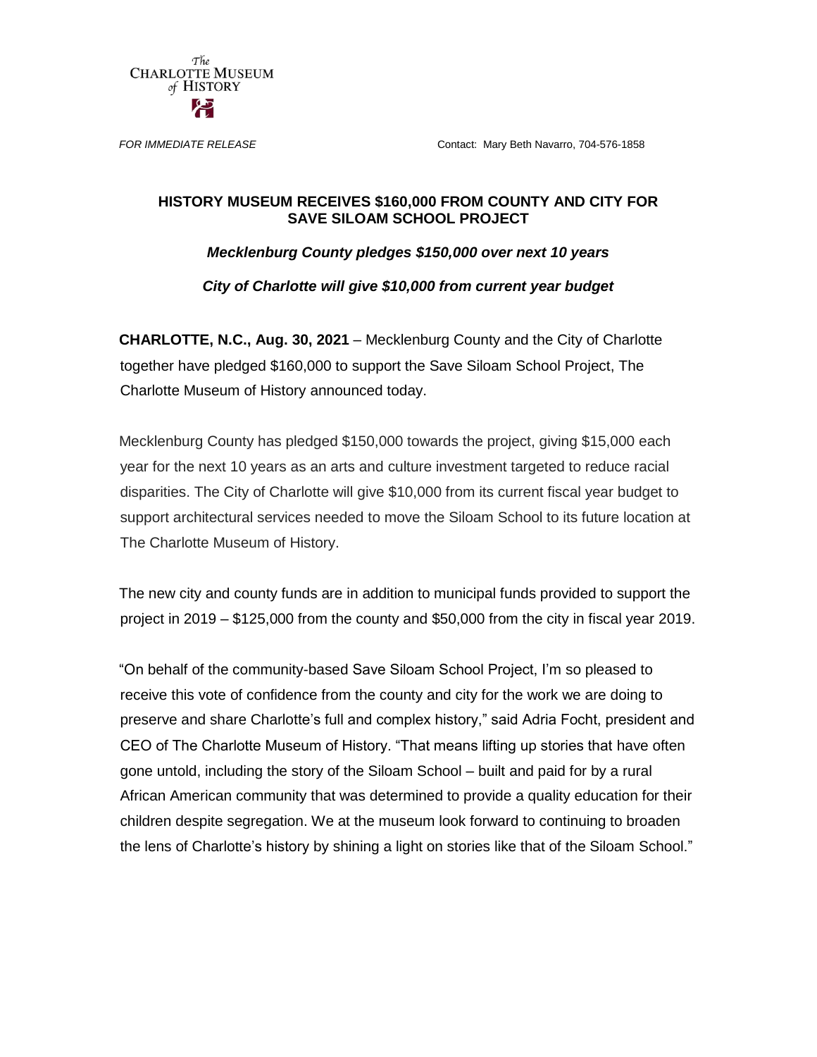The Charlotte Museum of History

*FOR IMMEDIATE RELEASE* Contact: Mary Beth Navarro, 704-576-1858

# HISTORY MUSEUM RECEIVES $160,000 FROM COUNTY AND CITY FOR SAVE SILOAM SCHOOL PROJECT

***Mecklenburg County pledges $150,000 over next 10 years***

***City of Charlotte will give $10,000 from current year budget***

**CHARLOTTE, N.C., Aug. 30, 2021** – Mecklenburg County and the City of Charlotte together have pledged $160,000 to support the Save Siloam School Project, The Charlotte Museum of History announced today.

Mecklenburg County has pledged $150,000 towards the project, giving $15,000 each year for the next 10 years as an arts and culture investment targeted to reduce racial disparities. The City of Charlotte will give $10,000 from its current fiscal year budget to support architectural services needed to move the Siloam School to its future location at The Charlotte Museum of History.

The new city and county funds are in addition to municipal funds provided to support the project in 2019 – $125,000 from the county and $50,000 from the city in fiscal year 2019.

"On behalf of the community-based Save Siloam School Project, I'm so pleased to receive this vote of confidence from the county and city for the work we are doing to preserve and share Charlotte's full and complex history," said Adria Focht, president and CEO of The Charlotte Museum of History. "That means lifting up stories that have often gone untold, including the story of the Siloam School – built and paid for by a rural African American community that was determined to provide a quality education for their children despite segregation. We at the museum look forward to continuing to broaden the lens of Charlotte's history by shining a light on stories like that of the Siloam School."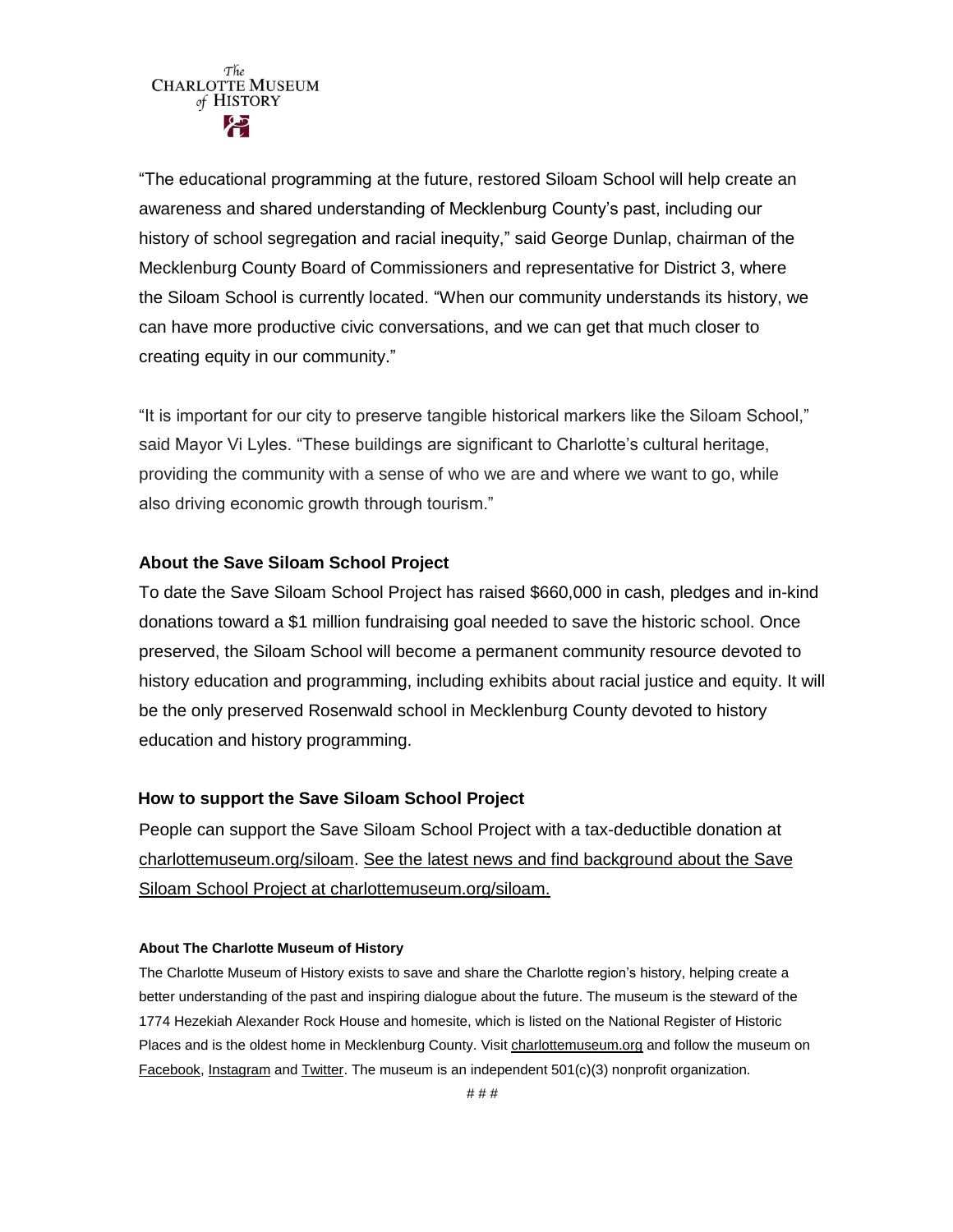"The educational programming at the future, restored Siloam School will help create an awareness and shared understanding of Mecklenburg County's past, including our history of school segregation and racial inequity," said George Dunlap, chairman of the Mecklenburg County Board of Commissioners and representative for District 3, where the Siloam School is currently located. "When our community understands its history, we can have more productive civic conversations, and we can get that much closer to creating equity in our community."

"It is important for our city to preserve tangible historical markers like the Siloam School," said Mayor Vi Lyles. "These buildings are significant to Charlotte's cultural heritage, providing the community with a sense of who we are and where we want to go, while also driving economic growth through tourism."

### About the Save Siloam School Project

To date the Save Siloam School Project has raised $660,000 in cash, pledges and in-kind donations toward a $1 million fundraising goal needed to save the historic school. Once preserved, the Siloam School will become a permanent community resource devoted to history education and programming, including exhibits about racial justice and equity. It will be the only preserved Rosenwald school in Mecklenburg County devoted to history education and history programming.

### How to support the Save Siloam School Project

People can support the Save Siloam School Project with a tax-deductible donation at charlottemuseum.org/siloam. See the latest news and find background about the Save Siloam School Project at charlottemuseum.org/siloam.

#### About The Charlotte Museum of History

The Charlotte Museum of History exists to save and share the Charlotte region's history, helping create a better understanding of the past and inspiring dialogue about the future. The museum is the steward of the 1774 Hezekiah Alexander Rock House and homesite, which is listed on the National Register of Historic Places and is the oldest home in Mecklenburg County. Visit charlottemuseum.org and follow the museum on Facebook, Instagram and Twitter. The museum is an independent 501(c)(3) nonprofit organization.

# # #